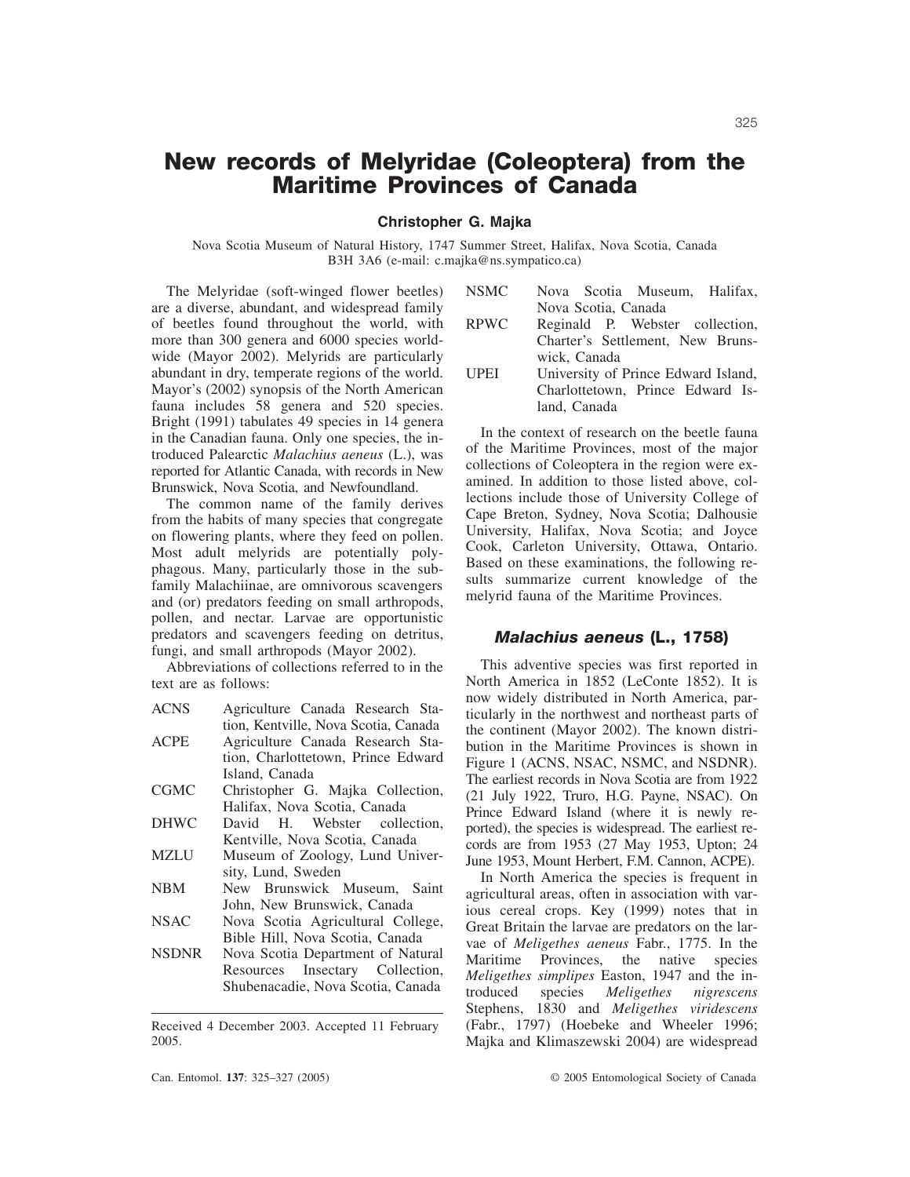# New records of Melyridae (Coleoptera) from the Maritime Provinces of Canada

**Christopher G. Majka**

Nova Scotia Museum of Natural History, 1747 Summer Street, Halifax, Nova Scotia, Canada B3H 3A6 (e-mail: c.majka@ns.sympatico.ca)

The Melyridae (soft-winged flower beetles) are a diverse, abundant, and widespread family of beetles found throughout the world, with more than 300 genera and 6000 species worldwide (Mayor 2002). Melyrids are particularly abundant in dry, temperate regions of the world. Mayor's (2002) synopsis of the North American fauna includes 58 genera and 520 species. Bright (1991) tabulates 49 species in 14 genera in the Canadian fauna. Only one species, the introduced Palearctic *Malachius aeneus* (L.), was reported for Atlantic Canada, with records in New Brunswick, Nova Scotia, and Newfoundland.

The common name of the family derives from the habits of many species that congregate on flowering plants, where they feed on pollen. Most adult melyrids are potentially polyphagous. Many, particularly those in the subfamily Malachiinae, are omnivorous scavengers and (or) predators feeding on small arthropods, pollen, and nectar. Larvae are opportunistic predators and scavengers feeding on detritus, fungi, and small arthropods (Mayor 2002).

Abbreviations of collections referred to in the text are as follows:

| | |
|---|---|
| ACNS | Agriculture Canada Research Station, Kentville, Nova Scotia, Canada |
| ACPE | Agriculture Canada Research Station, Charlottetown, Prince Edward Island, Canada |
| CGMC | Christopher G. Majka Collection, Halifax, Nova Scotia, Canada |
| DHWC | David H. Webster collection, Kentville, Nova Scotia, Canada |
| MZLU | Museum of Zoology, Lund University, Lund, Sweden |
| NBM | New Brunswick Museum, Saint John, New Brunswick, Canada |
| NSAC | Nova Scotia Agricultural College, Bible Hill, Nova Scotia, Canada |
| NSDNR | Nova Scotia Department of Natural Resources Insectary Collection, Shubenacadie, Nova Scotia, Canada |
| NSMC | Nova Scotia Museum, Halifax, Nova Scotia, Canada |
| RPWC | Reginald P. Webster collection, Charter's Settlement, New Brunswick, Canada |
| UPEI | University of Prince Edward Island, Charlottetown, Prince Edward Island, Canada |

In the context of research on the beetle fauna of the Maritime Provinces, most of the major collections of Coleoptera in the region were examined. In addition to those listed above, collections include those of University College of Cape Breton, Sydney, Nova Scotia; Dalhousie University, Halifax, Nova Scotia; and Joyce Cook, Carleton University, Ottawa, Ontario. Based on these examinations, the following results summarize current knowledge of the melyrid fauna of the Maritime Provinces.

## *Malachius aeneus* (L., 1758)

This adventive species was first reported in North America in 1852 (LeConte 1852). It is now widely distributed in North America, particularly in the northwest and northeast parts of the continent (Mayor 2002). The known distribution in the Maritime Provinces is shown in Figure 1 (ACNS, NSAC, NSMC, and NSDNR). The earliest records in Nova Scotia are from 1922 (21 July 1922, Truro, H.G. Payne, NSAC). On Prince Edward Island (where it is newly reported), the species is widespread. The earliest records are from 1953 (27 May 1953, Upton; 24 June 1953, Mount Herbert, F.M. Cannon, ACPE).

In North America the species is frequent in agricultural areas, often in association with various cereal crops. Key (1999) notes that in Great Britain the larvae are predators on the larvae of *Meligethes aeneus* Fabr., 1775. In the Maritime Provinces, the native species *Meligethes simplipes* Easton, 1947 and the introduced species *Meligethes nigrescens* Stephens, 1830 and *Meligethes viridescens* (Fabr., 1797) (Hoebeke and Wheeler 1996; Majka and Klimaszewski 2004) are widespread

Received 4 December 2003. Accepted 11 February 2005.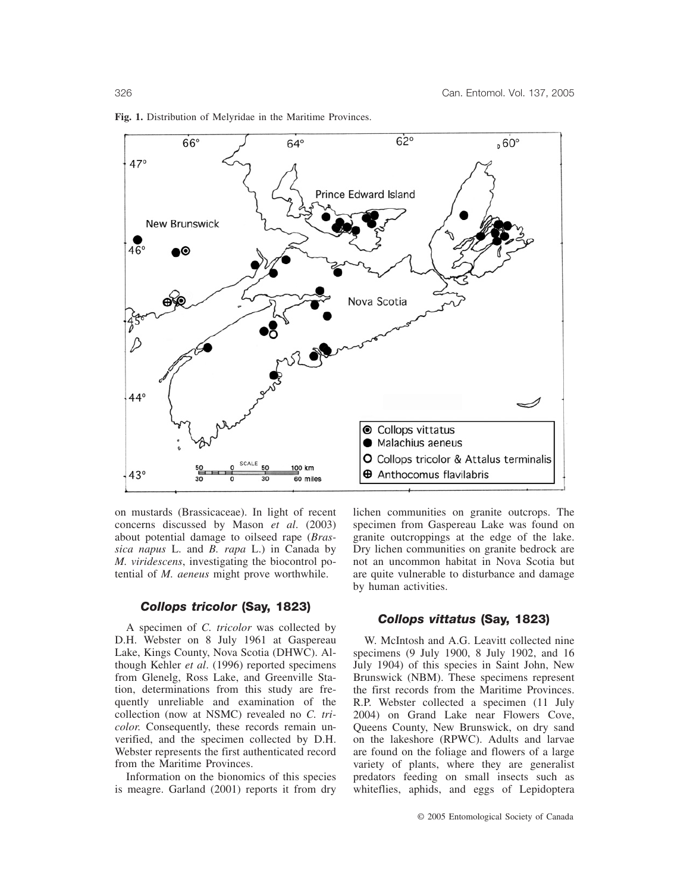**Fig. 1.** Distribution of Melyridae in the Maritime Provinces.

on mustards (Brassicaceae). In light of recent concerns discussed by Mason *et al*. (2003) about potential damage to oilseed rape (*Brassica napus* L. and *B. rapa* L.) in Canada by *M. viridescens*, investigating the biocontrol potential of *M. aeneus* might prove worthwhile.

## *Collops tricolor* (Say, 1823)

A specimen of *C. tricolor* was collected by D.H. Webster on 8 July 1961 at Gaspereau Lake, Kings County, Nova Scotia (DHWC). Although Kehler *et al*. (1996) reported specimens from Glenelg, Ross Lake, and Greenville Station, determinations from this study are frequently unreliable and examination of the collection (now at NSMC) revealed no *C. tricolor.* Consequently, these records remain unverified, and the specimen collected by D.H. Webster represents the first authenticated record from the Maritime Provinces.

Information on the bionomics of this species is meagre. Garland (2001) reports it from dry lichen communities on granite outcrops. The specimen from Gaspereau Lake was found on granite outcroppings at the edge of the lake. Dry lichen communities on granite bedrock are not an uncommon habitat in Nova Scotia but are quite vulnerable to disturbance and damage by human activities.

## *Collops vittatus* (Say, 1823)

W. McIntosh and A.G. Leavitt collected nine specimens (9 July 1900, 8 July 1902, and 16 July 1904) of this species in Saint John, New Brunswick (NBM). These specimens represent the first records from the Maritime Provinces. R.P. Webster collected a specimen (11 July 2004) on Grand Lake near Flowers Cove, Queens County, New Brunswick, on dry sand on the lakeshore (RPWC). Adults and larvae are found on the foliage and flowers of a large variety of plants, where they are generalist predators feeding on small insects such as whiteflies, aphids, and eggs of Lepidoptera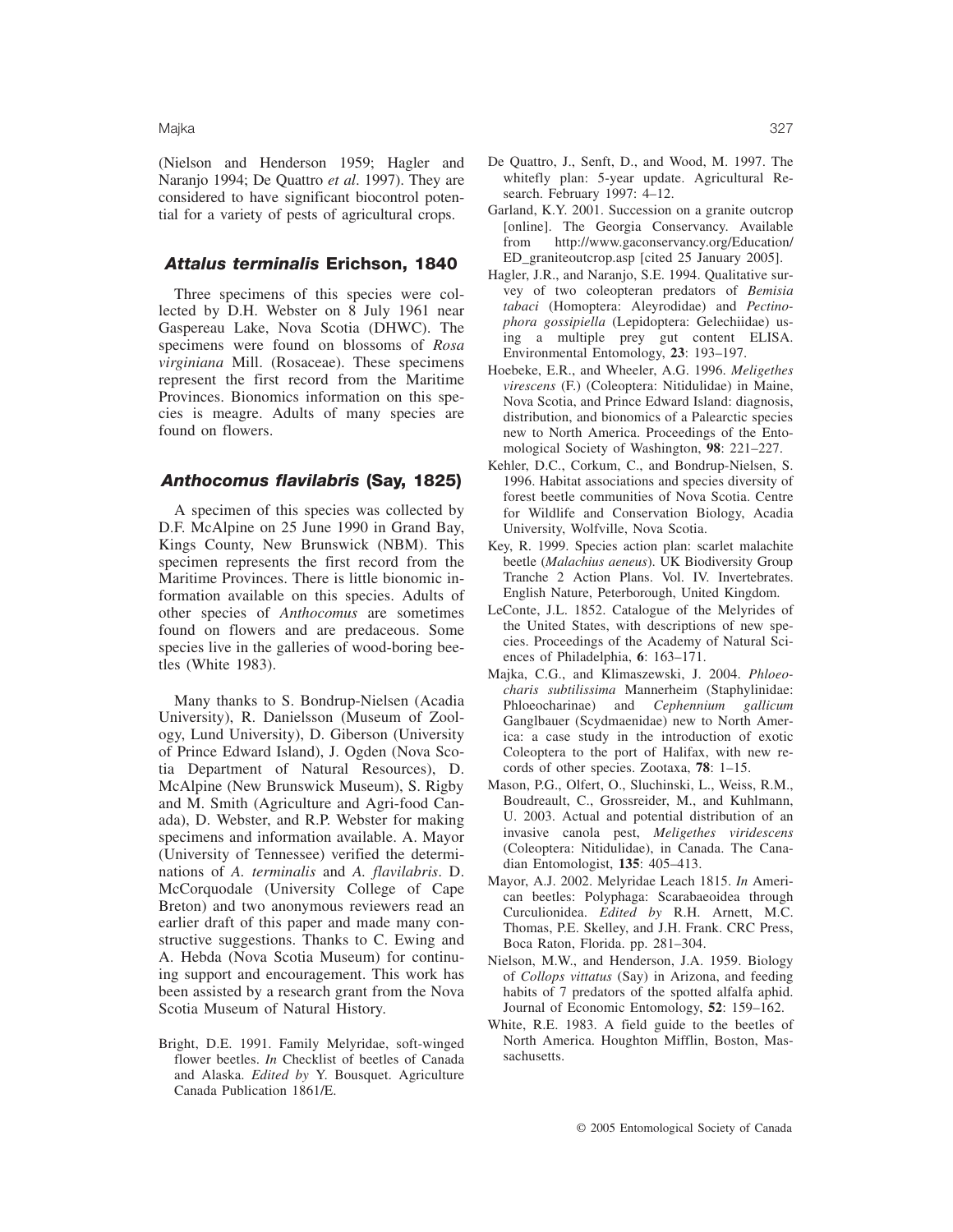(Nielson and Henderson 1959; Hagler and Naranjo 1994; De Quattro *et al*. 1997). They are considered to have significant biocontrol potential for a variety of pests of agricultural crops.

## *Attalus terminalis* Erichson, 1840

Three specimens of this species were collected by D.H. Webster on 8 July 1961 near Gaspereau Lake, Nova Scotia (DHWC). The specimens were found on blossoms of *Rosa virginiana* Mill. (Rosaceae). These specimens represent the first record from the Maritime Provinces. Bionomics information on this species is meagre. Adults of many species are found on flowers.

## *Anthocomus flavilabris* (Say, 1825)

A specimen of this species was collected by D.F. McAlpine on 25 June 1990 in Grand Bay, Kings County, New Brunswick (NBM). This specimen represents the first record from the Maritime Provinces. There is little bionomic information available on this species. Adults of other species of *Anthocomus* are sometimes found on flowers and are predaceous. Some species live in the galleries of wood-boring beetles (White 1983).

Many thanks to S. Bondrup-Nielsen (Acadia University), R. Danielsson (Museum of Zoology, Lund University), D. Giberson (University of Prince Edward Island), J. Ogden (Nova Scotia Department of Natural Resources), D. McAlpine (New Brunswick Museum), S. Rigby and M. Smith (Agriculture and Agri-food Canada), D. Webster, and R.P. Webster for making specimens and information available. A. Mayor (University of Tennessee) verified the determinations of *A. terminalis* and *A. flavilabris*. D. McCorquodale (University College of Cape Breton) and two anonymous reviewers read an earlier draft of this paper and made many constructive suggestions. Thanks to C. Ewing and A. Hebda (Nova Scotia Museum) for continuing support and encouragement. This work has been assisted by a research grant from the Nova Scotia Museum of Natural History.

Bright, D.E. 1991. Family Melyridae, soft-winged flower beetles. *In* Checklist of beetles of Canada and Alaska. *Edited by* Y. Bousquet. Agriculture Canada Publication 1861/E.

De Quattro, J., Senft, D., and Wood, M. 1997. The whitefly plan: 5-year update. Agricultural Research. February 1997: 4–12.

Garland, K.Y. 2001. Succession on a granite outcrop [online]. The Georgia Conservancy. Available from http://www.gaconservancy.org/Education/ED_graniteoutcrop.asp [cited 25 January 2005].

Hagler, J.R., and Naranjo, S.E. 1994. Qualitative survey of two coleopteran predators of *Bemisia tabaci* (Homoptera: Aleyrodidae) and *Pectinophora gossipiella* (Lepidoptera: Gelechiidae) using a multiple prey gut content ELISA. Environmental Entomology, **23**: 193–197.

Hoebeke, E.R., and Wheeler, A.G. 1996. *Meligethes virescens* (F.) (Coleoptera: Nitidulidae) in Maine, Nova Scotia, and Prince Edward Island: diagnosis, distribution, and bionomics of a Palearctic species new to North America. Proceedings of the Entomological Society of Washington, **98**: 221–227.

Kehler, D.C., Corkum, C., and Bondrup-Nielsen, S. 1996. Habitat associations and species diversity of forest beetle communities of Nova Scotia. Centre for Wildlife and Conservation Biology, Acadia University, Wolfville, Nova Scotia.

Key, R. 1999. Species action plan: scarlet malachite beetle (*Malachius aeneus*). UK Biodiversity Group Tranche 2 Action Plans. Vol. IV. Invertebrates. English Nature, Peterborough, United Kingdom.

LeConte, J.L. 1852. Catalogue of the Melyrides of the United States, with descriptions of new species. Proceedings of the Academy of Natural Sciences of Philadelphia, **6**: 163–171.

Majka, C.G., and Klimaszewski, J. 2004. *Phloeocharis subtilissima* Mannerheim (Staphylinidae: Phloeocharinae) and *Cephennium gallicum* Ganglbauer (Scydmaenidae) new to North America: a case study in the introduction of exotic Coleoptera to the port of Halifax, with new records of other species. Zootaxa, **78**: 1–15.

Mason, P.G., Olfert, O., Sluchinski, L., Weiss, R.M., Boudreault, C., Grossreider, M., and Kuhlmann, U. 2003. Actual and potential distribution of an invasive canola pest, *Meligethes viridescens* (Coleoptera: Nitidulidae), in Canada. The Canadian Entomologist, **135**: 405–413.

Mayor, A.J. 2002. Melyridae Leach 1815. *In* American beetles: Polyphaga: Scarabaeoidea through Curculionidea. *Edited by* R.H. Arnett, M.C. Thomas, P.E. Skelley, and J.H. Frank. CRC Press, Boca Raton, Florida. pp. 281–304.

Nielson, M.W., and Henderson, J.A. 1959. Biology of *Collops vittatus* (Say) in Arizona, and feeding habits of 7 predators of the spotted alfalfa aphid. Journal of Economic Entomology, **52**: 159–162.

White, R.E. 1983. A field guide to the beetles of North America. Houghton Mifflin, Boston, Massachusetts.

© 2005 Entomological Society of Canada